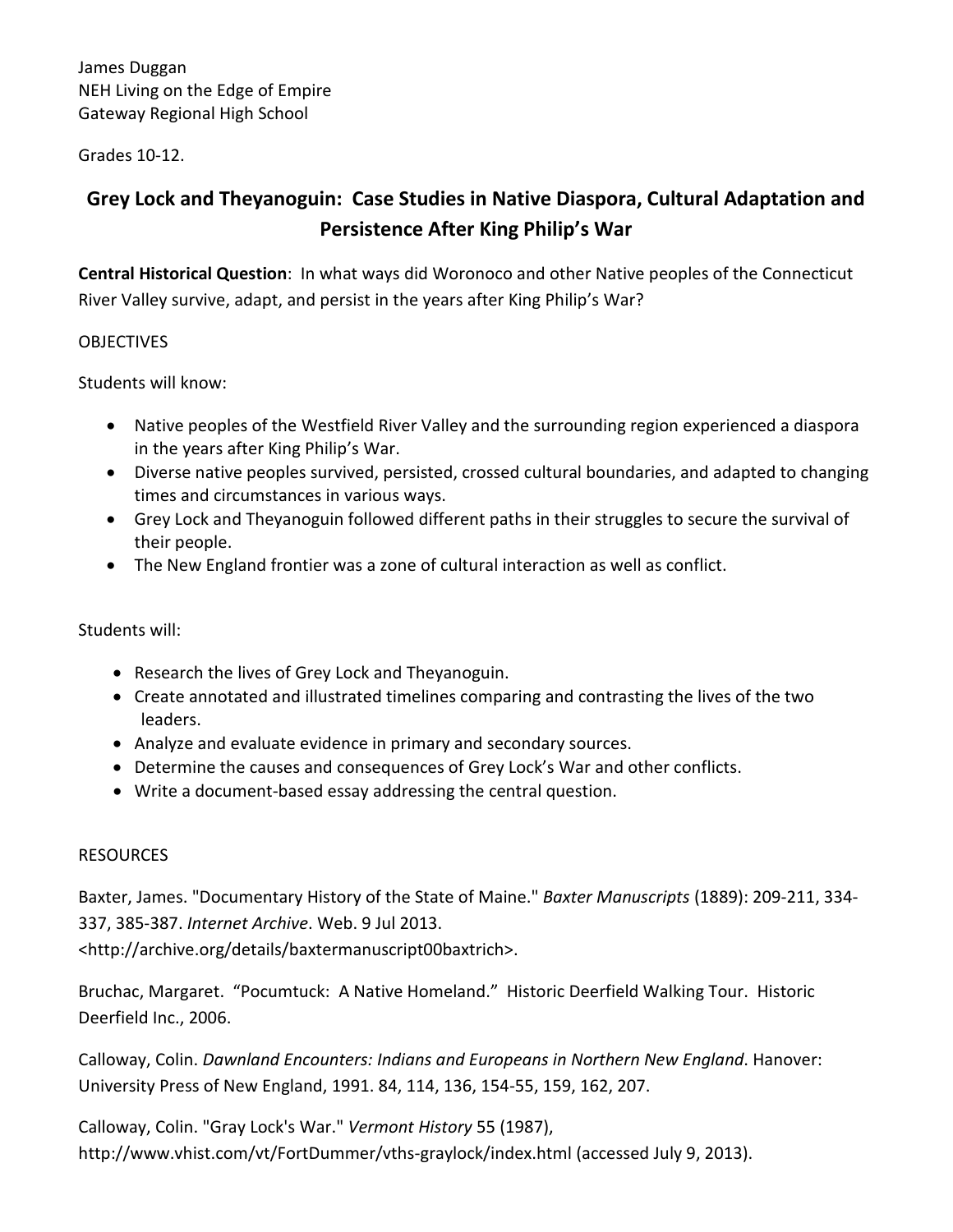James Duggan
NEH Living on the Edge of Empire
Gateway Regional High School

Grades 10-12.

## Grey Lock and Theyanoguin: Case Studies in Native Diaspora, Cultural Adaptation and Persistence After King Philip's War

**Central Historical Question**: In what ways did Woronoco and other Native peoples of the Connecticut River Valley survive, adapt, and persist in the years after King Philip's War?

OBJECTIVES

Students will know:

- Native peoples of the Westfield River Valley and the surrounding region experienced a diaspora in the years after King Philip's War.
- Diverse native peoples survived, persisted, crossed cultural boundaries, and adapted to changing times and circumstances in various ways.
- Grey Lock and Theyanoguin followed different paths in their struggles to secure the survival of their people.
- The New England frontier was a zone of cultural interaction as well as conflict.

Students will:

- Research the lives of Grey Lock and Theyanoguin.
- Create annotated and illustrated timelines comparing and contrasting the lives of the two leaders.
- Analyze and evaluate evidence in primary and secondary sources.
- Determine the causes and consequences of Grey Lock's War and other conflicts.
- Write a document-based essay addressing the central question.

RESOURCES

Baxter, James. "Documentary History of the State of Maine." *Baxter Manuscripts* (1889): 209-211, 334-337, 385-387. *Internet Archive*. Web. 9 Jul 2013. <http://archive.org/details/baxtermanuscript00baxtrich>.

Bruchac, Margaret. "Pocumtuck: A Native Homeland." Historic Deerfield Walking Tour. Historic Deerfield Inc., 2006.

Calloway, Colin. *Dawnland Encounters: Indians and Europeans in Northern New England*. Hanover: University Press of New England, 1991. 84, 114, 136, 154-55, 159, 162, 207.

Calloway, Colin. "Gray Lock's War." *Vermont History* 55 (1987), http://www.vhist.com/vt/FortDummer/vths-graylock/index.html (accessed July 9, 2013).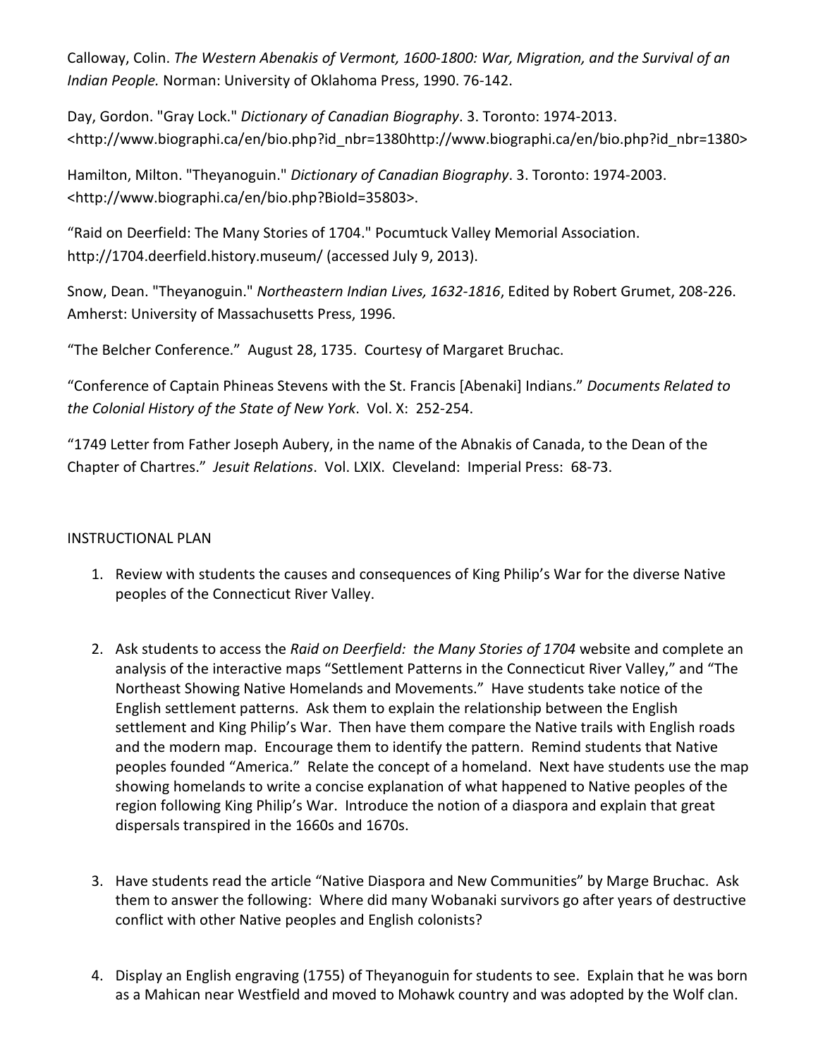Calloway, Colin. *The Western Abenakis of Vermont, 1600-1800: War, Migration, and the Survival of an Indian People.* Norman: University of Oklahoma Press, 1990. 76-142.

Day, Gordon. "Gray Lock." *Dictionary of Canadian Biography*. 3. Toronto: 1974-2013. <http://www.biographi.ca/en/bio.php?id_nbr=1380http://www.biographi.ca/en/bio.php?id_nbr=1380>

Hamilton, Milton. "Theyanoguin." *Dictionary of Canadian Biography*. 3. Toronto: 1974-2003. <http://www.biographi.ca/en/bio.php?BioId=35803>.

"Raid on Deerfield: The Many Stories of 1704." Pocumtuck Valley Memorial Association. http://1704.deerfield.history.museum/ (accessed July 9, 2013).

Snow, Dean. "Theyanoguin." *Northeastern Indian Lives, 1632-1816*, Edited by Robert Grumet, 208-226. Amherst: University of Massachusetts Press, 1996.

"The Belcher Conference." August 28, 1735. Courtesy of Margaret Bruchac.

"Conference of Captain Phineas Stevens with the St. Francis [Abenaki] Indians." *Documents Related to the Colonial History of the State of New York*. Vol. X: 252-254.

"1749 Letter from Father Joseph Aubery, in the name of the Abnakis of Canada, to the Dean of the Chapter of Chartres." *Jesuit Relations*. Vol. LXIX. Cleveland: Imperial Press: 68-73.

INSTRUCTIONAL PLAN

1. Review with students the causes and consequences of King Philip's War for the diverse Native peoples of the Connecticut River Valley.

2. Ask students to access the *Raid on Deerfield: the Many Stories of 1704* website and complete an analysis of the interactive maps "Settlement Patterns in the Connecticut River Valley," and "The Northeast Showing Native Homelands and Movements." Have students take notice of the English settlement patterns. Ask them to explain the relationship between the English settlement and King Philip's War. Then have them compare the Native trails with English roads and the modern map. Encourage them to identify the pattern. Remind students that Native peoples founded "America." Relate the concept of a homeland. Next have students use the map showing homelands to write a concise explanation of what happened to Native peoples of the region following King Philip's War. Introduce the notion of a diaspora and explain that great dispersals transpired in the 1660s and 1670s.

3. Have students read the article "Native Diaspora and New Communities" by Marge Bruchac. Ask them to answer the following: Where did many Wobanaki survivors go after years of destructive conflict with other Native peoples and English colonists?

4. Display an English engraving (1755) of Theyanoguin for students to see. Explain that he was born as a Mahican near Westfield and moved to Mohawk country and was adopted by the Wolf clan.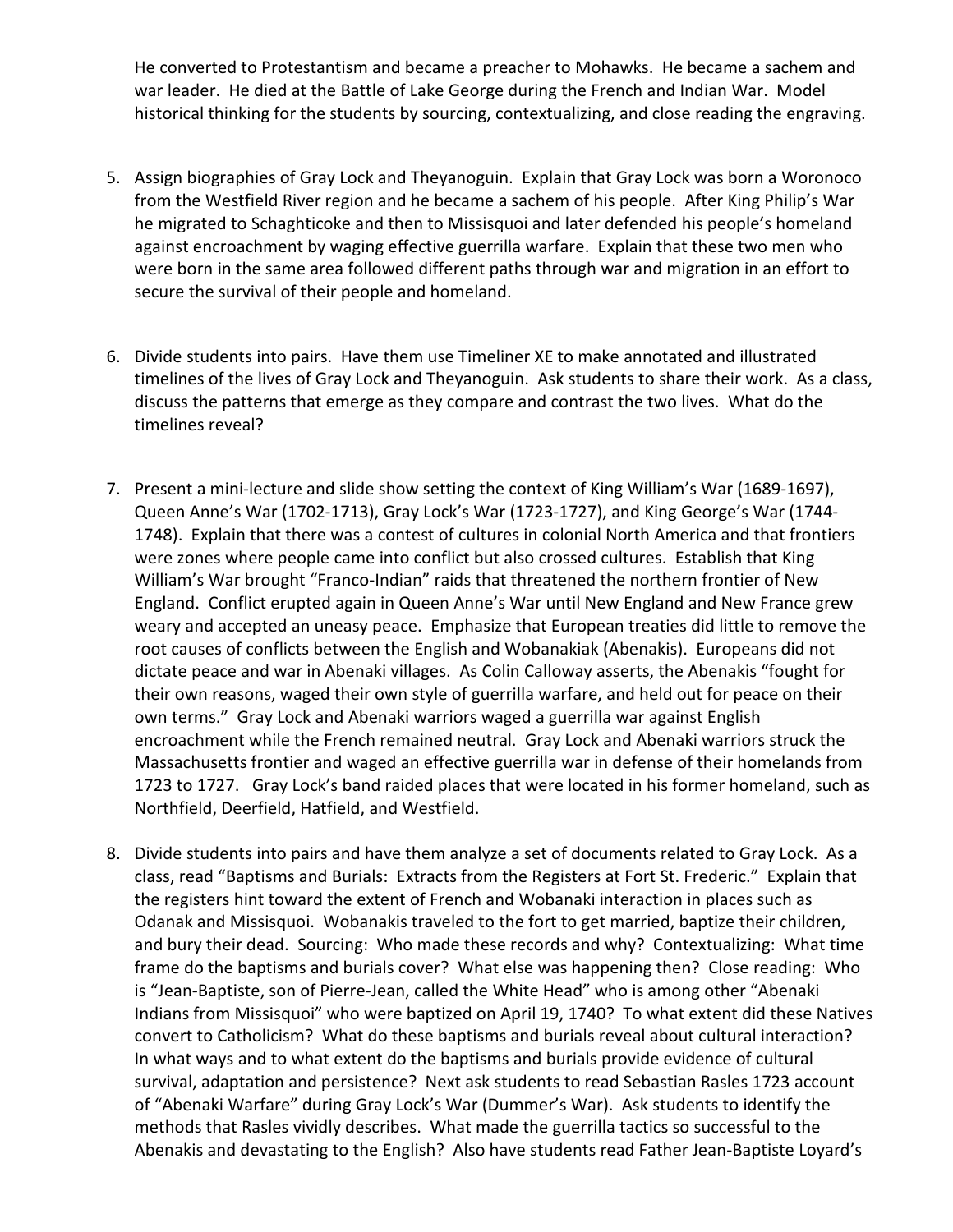He converted to Protestantism and became a preacher to Mohawks. He became a sachem and war leader. He died at the Battle of Lake George during the French and Indian War. Model historical thinking for the students by sourcing, contextualizing, and close reading the engraving.

5. Assign biographies of Gray Lock and Theyanoguin. Explain that Gray Lock was born a Woronoco from the Westfield River region and he became a sachem of his people. After King Philip's War he migrated to Schaghticoke and then to Missisquoi and later defended his people's homeland against encroachment by waging effective guerrilla warfare. Explain that these two men who were born in the same area followed different paths through war and migration in an effort to secure the survival of their people and homeland.

6. Divide students into pairs. Have them use Timeliner XE to make annotated and illustrated timelines of the lives of Gray Lock and Theyanoguin. Ask students to share their work. As a class, discuss the patterns that emerge as they compare and contrast the two lives. What do the timelines reveal?

7. Present a mini-lecture and slide show setting the context of King William's War (1689-1697), Queen Anne's War (1702-1713), Gray Lock's War (1723-1727), and King George's War (1744-1748). Explain that there was a contest of cultures in colonial North America and that frontiers were zones where people came into conflict but also crossed cultures. Establish that King William's War brought "Franco-Indian" raids that threatened the northern frontier of New England. Conflict erupted again in Queen Anne's War until New England and New France grew weary and accepted an uneasy peace. Emphasize that European treaties did little to remove the root causes of conflicts between the English and Wobanakiak (Abenakis). Europeans did not dictate peace and war in Abenaki villages. As Colin Calloway asserts, the Abenakis "fought for their own reasons, waged their own style of guerrilla warfare, and held out for peace on their own terms." Gray Lock and Abenaki warriors waged a guerrilla war against English encroachment while the French remained neutral. Gray Lock and Abenaki warriors struck the Massachusetts frontier and waged an effective guerrilla war in defense of their homelands from 1723 to 1727. Gray Lock's band raided places that were located in his former homeland, such as Northfield, Deerfield, Hatfield, and Westfield.

8. Divide students into pairs and have them analyze a set of documents related to Gray Lock. As a class, read "Baptisms and Burials: Extracts from the Registers at Fort St. Frederic." Explain that the registers hint toward the extent of French and Wobanaki interaction in places such as Odanak and Missisquoi. Wobanakis traveled to the fort to get married, baptize their children, and bury their dead. Sourcing: Who made these records and why? Contextualizing: What time frame do the baptisms and burials cover? What else was happening then? Close reading: Who is "Jean-Baptiste, son of Pierre-Jean, called the White Head" who is among other "Abenaki Indians from Missisquoi" who were baptized on April 19, 1740? To what extent did these Natives convert to Catholicism? What do these baptisms and burials reveal about cultural interaction? In what ways and to what extent do the baptisms and burials provide evidence of cultural survival, adaptation and persistence? Next ask students to read Sebastian Rasles 1723 account of "Abenaki Warfare" during Gray Lock's War (Dummer's War). Ask students to identify the methods that Rasles vividly describes. What made the guerrilla tactics so successful to the Abenakis and devastating to the English? Also have students read Father Jean-Baptiste Loyard's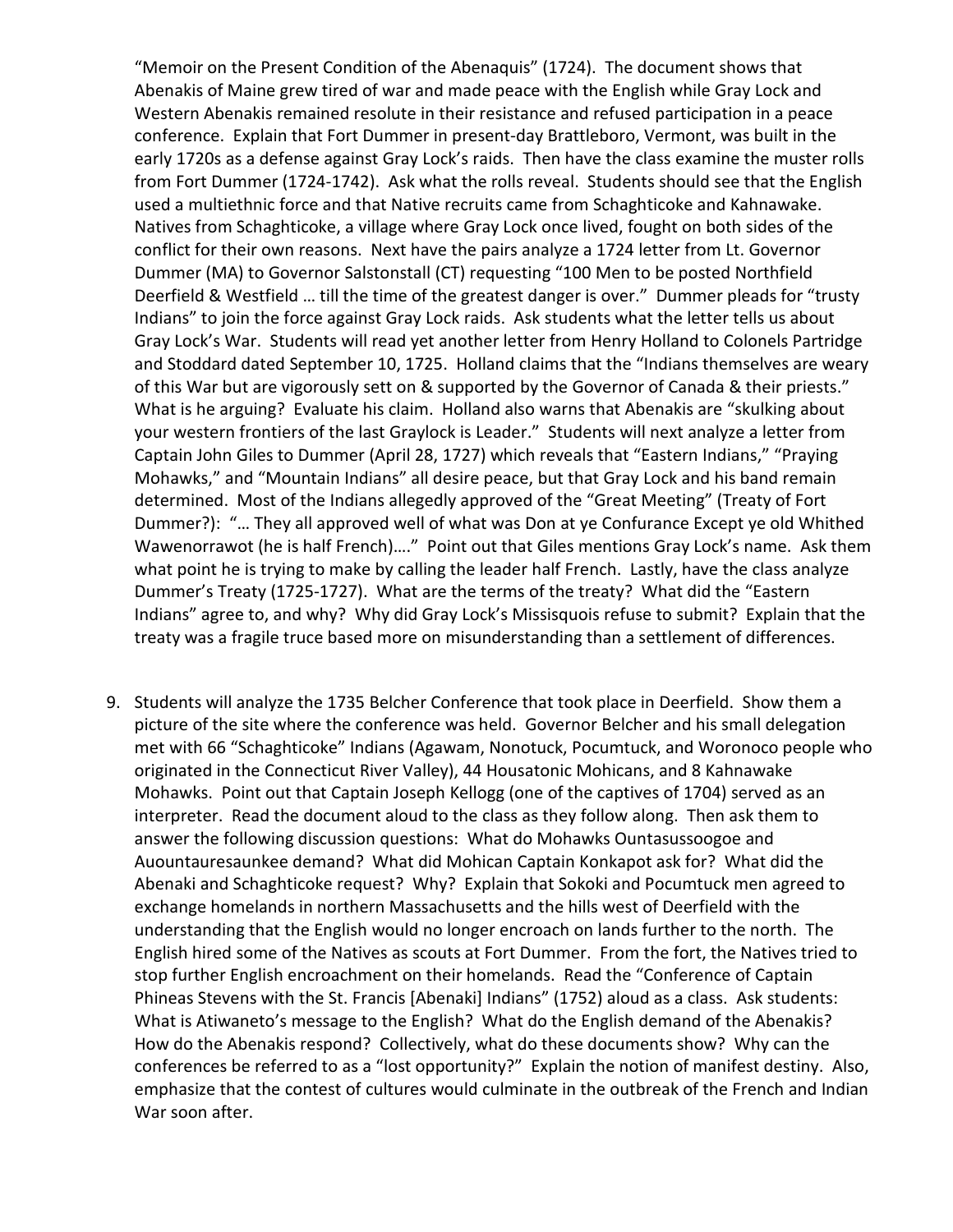"Memoir on the Present Condition of the Abenaquis" (1724). The document shows that Abenakis of Maine grew tired of war and made peace with the English while Gray Lock and Western Abenakis remained resolute in their resistance and refused participation in a peace conference. Explain that Fort Dummer in present-day Brattleboro, Vermont, was built in the early 1720s as a defense against Gray Lock's raids. Then have the class examine the muster rolls from Fort Dummer (1724-1742). Ask what the rolls reveal. Students should see that the English used a multiethnic force and that Native recruits came from Schaghticoke and Kahnawake. Natives from Schaghticoke, a village where Gray Lock once lived, fought on both sides of the conflict for their own reasons. Next have the pairs analyze a 1724 letter from Lt. Governor Dummer (MA) to Governor Salstonstall (CT) requesting "100 Men to be posted Northfield Deerfield & Westfield … till the time of the greatest danger is over." Dummer pleads for "trusty Indians" to join the force against Gray Lock raids. Ask students what the letter tells us about Gray Lock's War. Students will read yet another letter from Henry Holland to Colonels Partridge and Stoddard dated September 10, 1725. Holland claims that the "Indians themselves are weary of this War but are vigorously sett on & supported by the Governor of Canada & their priests." What is he arguing? Evaluate his claim. Holland also warns that Abenakis are "skulking about your western frontiers of the last Graylock is Leader." Students will next analyze a letter from Captain John Giles to Dummer (April 28, 1727) which reveals that "Eastern Indians," "Praying Mohawks," and "Mountain Indians" all desire peace, but that Gray Lock and his band remain determined. Most of the Indians allegedly approved of the "Great Meeting" (Treaty of Fort Dummer?): "… They all approved well of what was Don at ye Confurance Except ye old Whithed Wawenorrawot (he is half French)…." Point out that Giles mentions Gray Lock's name. Ask them what point he is trying to make by calling the leader half French. Lastly, have the class analyze Dummer's Treaty (1725-1727). What are the terms of the treaty? What did the "Eastern Indians" agree to, and why? Why did Gray Lock's Missisquois refuse to submit? Explain that the treaty was a fragile truce based more on misunderstanding than a settlement of differences.

9. Students will analyze the 1735 Belcher Conference that took place in Deerfield. Show them a picture of the site where the conference was held. Governor Belcher and his small delegation met with 66 "Schaghticoke" Indians (Agawam, Nonotuck, Pocumtuck, and Woronoco people who originated in the Connecticut River Valley), 44 Housatonic Mohicans, and 8 Kahnawake Mohawks. Point out that Captain Joseph Kellogg (one of the captives of 1704) served as an interpreter. Read the document aloud to the class as they follow along. Then ask them to answer the following discussion questions: What do Mohawks Ountasussoogoe and Auountauresaunkee demand? What did Mohican Captain Konkapot ask for? What did the Abenaki and Schaghticoke request? Why? Explain that Sokoki and Pocumtuck men agreed to exchange homelands in northern Massachusetts and the hills west of Deerfield with the understanding that the English would no longer encroach on lands further to the north. The English hired some of the Natives as scouts at Fort Dummer. From the fort, the Natives tried to stop further English encroachment on their homelands. Read the "Conference of Captain Phineas Stevens with the St. Francis [Abenaki] Indians" (1752) aloud as a class. Ask students: What is Atiwaneto's message to the English? What do the English demand of the Abenakis? How do the Abenakis respond? Collectively, what do these documents show? Why can the conferences be referred to as a "lost opportunity?" Explain the notion of manifest destiny. Also, emphasize that the contest of cultures would culminate in the outbreak of the French and Indian War soon after.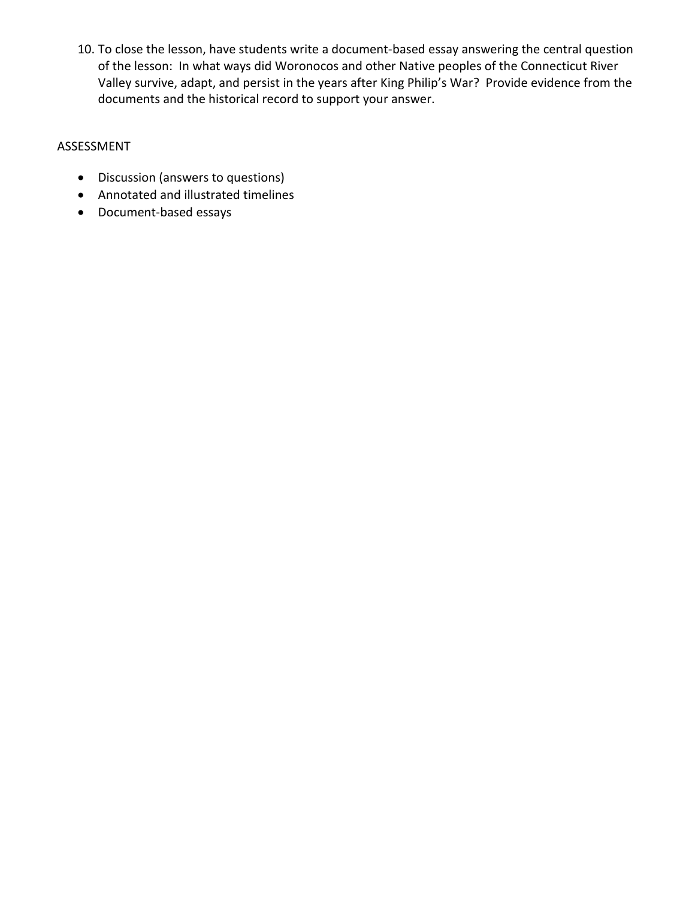10. To close the lesson, have students write a document-based essay answering the central question of the lesson: In what ways did Woronocos and other Native peoples of the Connecticut River Valley survive, adapt, and persist in the years after King Philip's War? Provide evidence from the documents and the historical record to support your answer.

## ASSESSMENT

- Discussion (answers to questions)
- Annotated and illustrated timelines
- Document-based essays